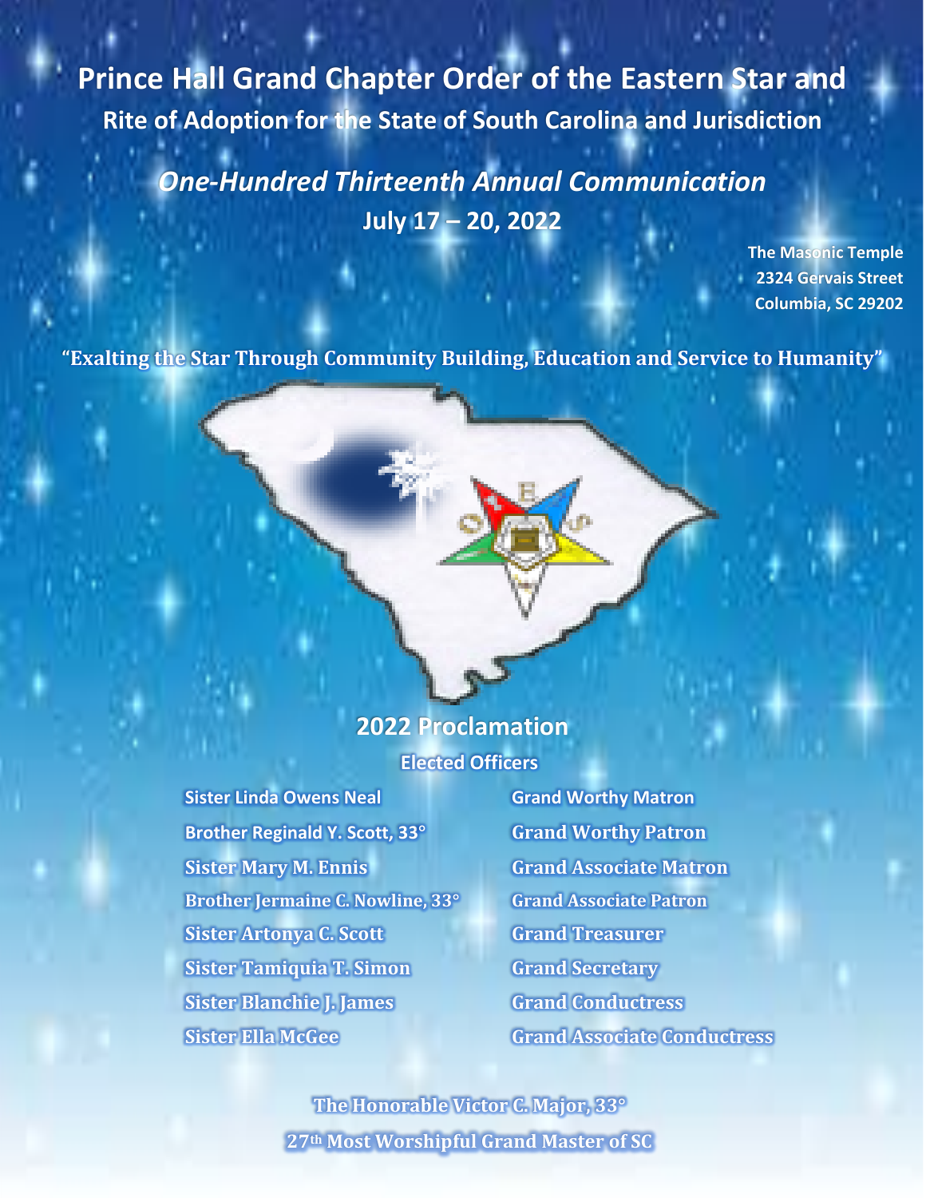# Prince Hall Grand Chapter Order of the Eastern Star and

## Rite of Adoption for the State of South Carolina and Jurisdiction

## *One-Hundred Thirteenth Annual Communication*

**July 17 – 20, 2022**

**The Masonic Temple**
**2324 Gervais Street**
**Columbia, SC 29202**

**"Exalting the Star Through Community Building, Education and Service to Humanity"**

## 2022 Proclamation

### Elected Officers

| | |
|---|---|
| Sister Linda Owens Neal | Grand Worthy Matron |
| Brother Reginald Y. Scott, 33° | Grand Worthy Patron |
| Sister Mary M. Ennis | Grand Associate Matron |
| Brother Jermaine C. Nowline, 33° | Grand Associate Patron |
| Sister Artonya C. Scott | Grand Treasurer |
| Sister Tamiquia T. Simon | Grand Secretary |
| Sister Blanchie J. James | Grand Conductress |
| Sister Ella McGee | Grand Associate Conductress |

**The Honorable Victor C. Major, 33°**
**27th Most Worshipful Grand Master of SC**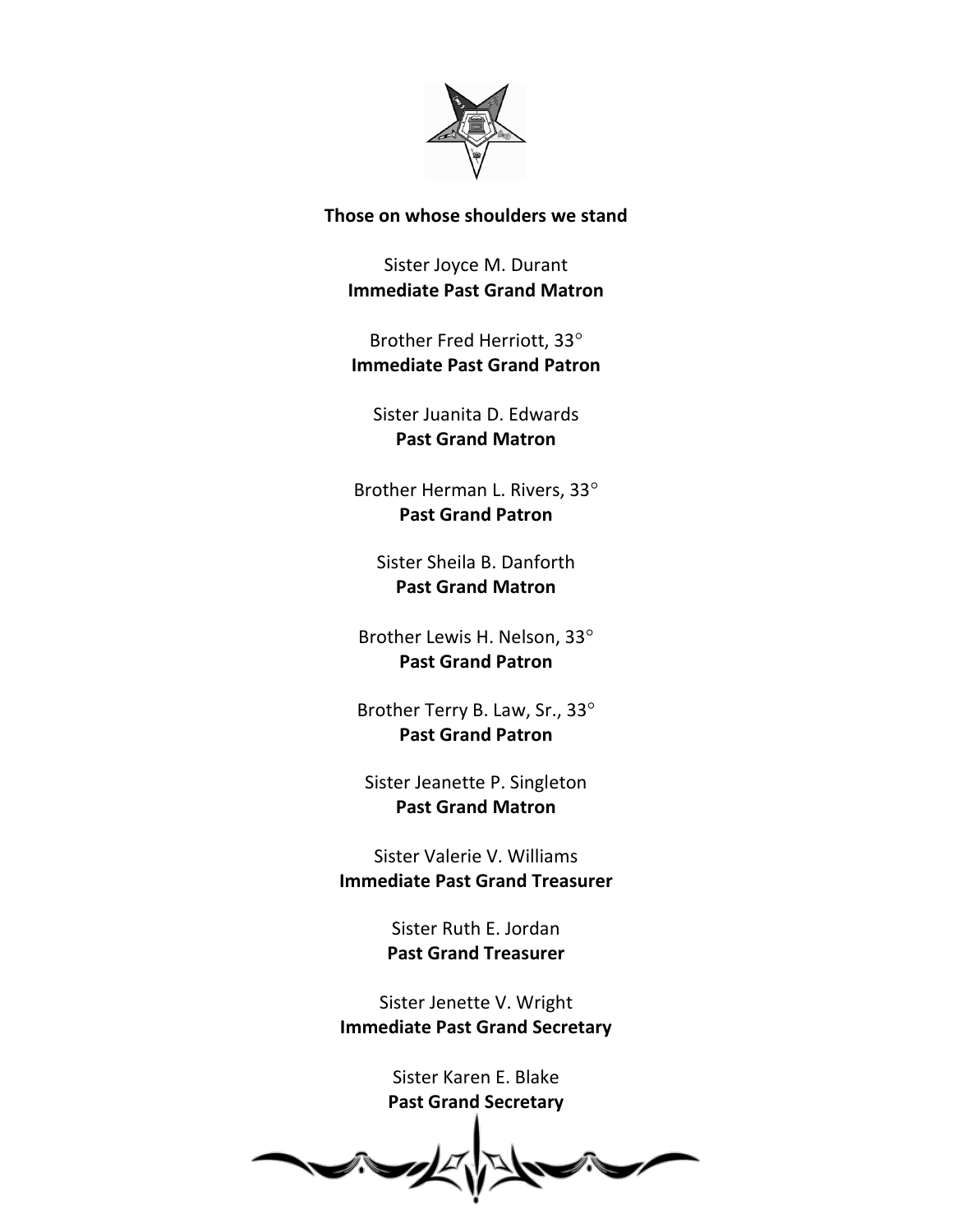**Those on whose shoulders we stand**

Sister Joyce M. Durant
**Immediate Past Grand Matron**

Brother Fred Herriott, 33°
**Immediate Past Grand Patron**

Sister Juanita D. Edwards
**Past Grand Matron**

Brother Herman L. Rivers, 33°
**Past Grand Patron**

Sister Sheila B. Danforth
**Past Grand Matron**

Brother Lewis H. Nelson, 33°
**Past Grand Patron**

Brother Terry B. Law, Sr., 33°
**Past Grand Patron**

Sister Jeanette P. Singleton
**Past Grand Matron**

Sister Valerie V. Williams
**Immediate Past Grand Treasurer**

Sister Ruth E. Jordan
**Past Grand Treasurer**

Sister Jenette V. Wright
**Immediate Past Grand Secretary**

Sister Karen E. Blake
**Past Grand Secretary**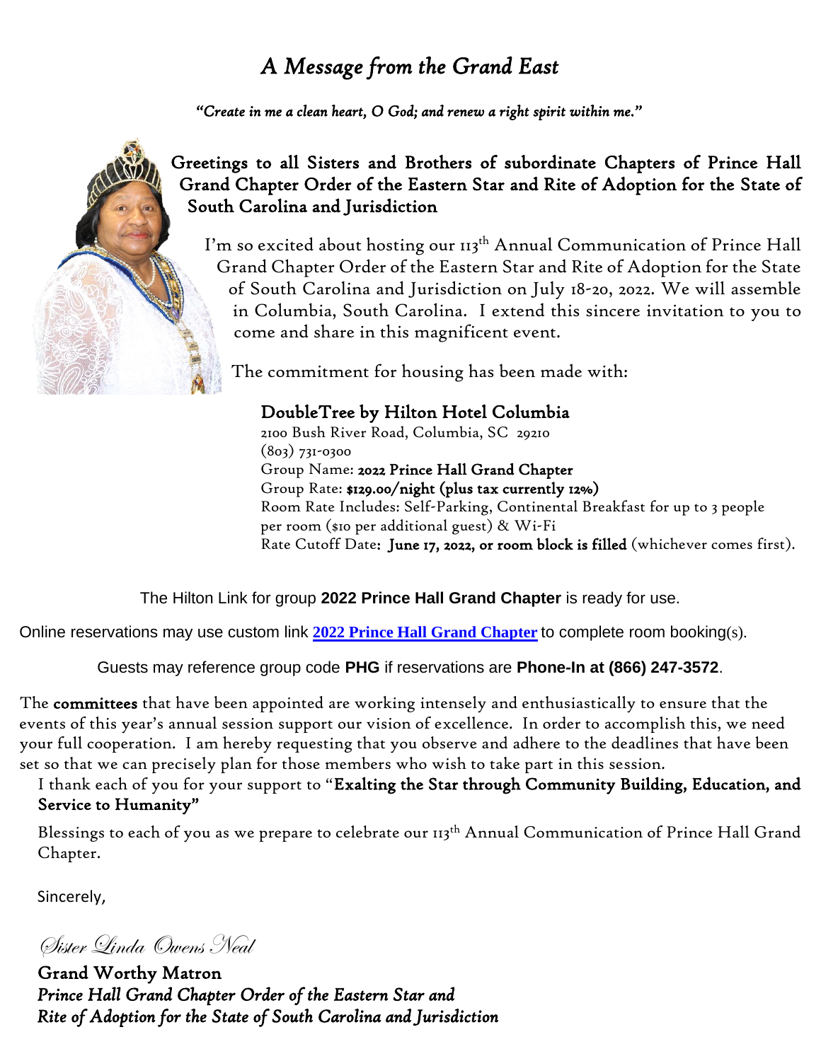# *A Message from the Grand East*

***"Create in me a clean heart, O God; and renew a right spirit within me."***

## Greetings to all Sisters and Brothers of subordinate Chapters of Prince Hall Grand Chapter Order of the Eastern Star and Rite of Adoption for the State of South Carolina and Jurisdiction

I'm so excited about hosting our 113th Annual Communication of Prince Hall Grand Chapter Order of the Eastern Star and Rite of Adoption for the State of South Carolina and Jurisdiction on July 18-20, 2022. We will assemble in Columbia, South Carolina. I extend this sincere invitation to you to come and share in this magnificent event.

The commitment for housing has been made with:

**DoubleTree by Hilton Hotel Columbia**
2100 Bush River Road, Columbia, SC 29210
(803) 731-0300
Group Name: **2022 Prince Hall Grand Chapter**
Group Rate: **$129.00/night (plus tax currently 12%)**
Room Rate Includes: Self-Parking, Continental Breakfast for up to 3 people per room ($10 per additional guest) & Wi-Fi
Rate Cutoff Date: **June 17, 2022, or room block is filled** (whichever comes first).

The Hilton Link for group **2022 Prince Hall Grand Chapter** is ready for use.

Online reservations may use custom link **2022 Prince Hall Grand Chapter** to complete room booking(s).

Guests may reference group code **PHG** if reservations are **Phone-In at (866) 247-3572**.

The **committees** that have been appointed are working intensely and enthusiastically to ensure that the events of this year's annual session support our vision of excellence. In order to accomplish this, we need your full cooperation. I am hereby requesting that you observe and adhere to the deadlines that have been set so that we can precisely plan for those members who wish to take part in this session.

I thank each of you for your support to "**Exalting the Star through Community Building, Education, and Service to Humanity"**

Blessings to each of you as we prepare to celebrate our 113th Annual Communication of Prince Hall Grand Chapter.

Sincerely,

*Sister Linda Owens Neal*

**Grand Worthy Matron**
***Prince Hall Grand Chapter Order of the Eastern Star and Rite of Adoption for the State of South Carolina and Jurisdiction***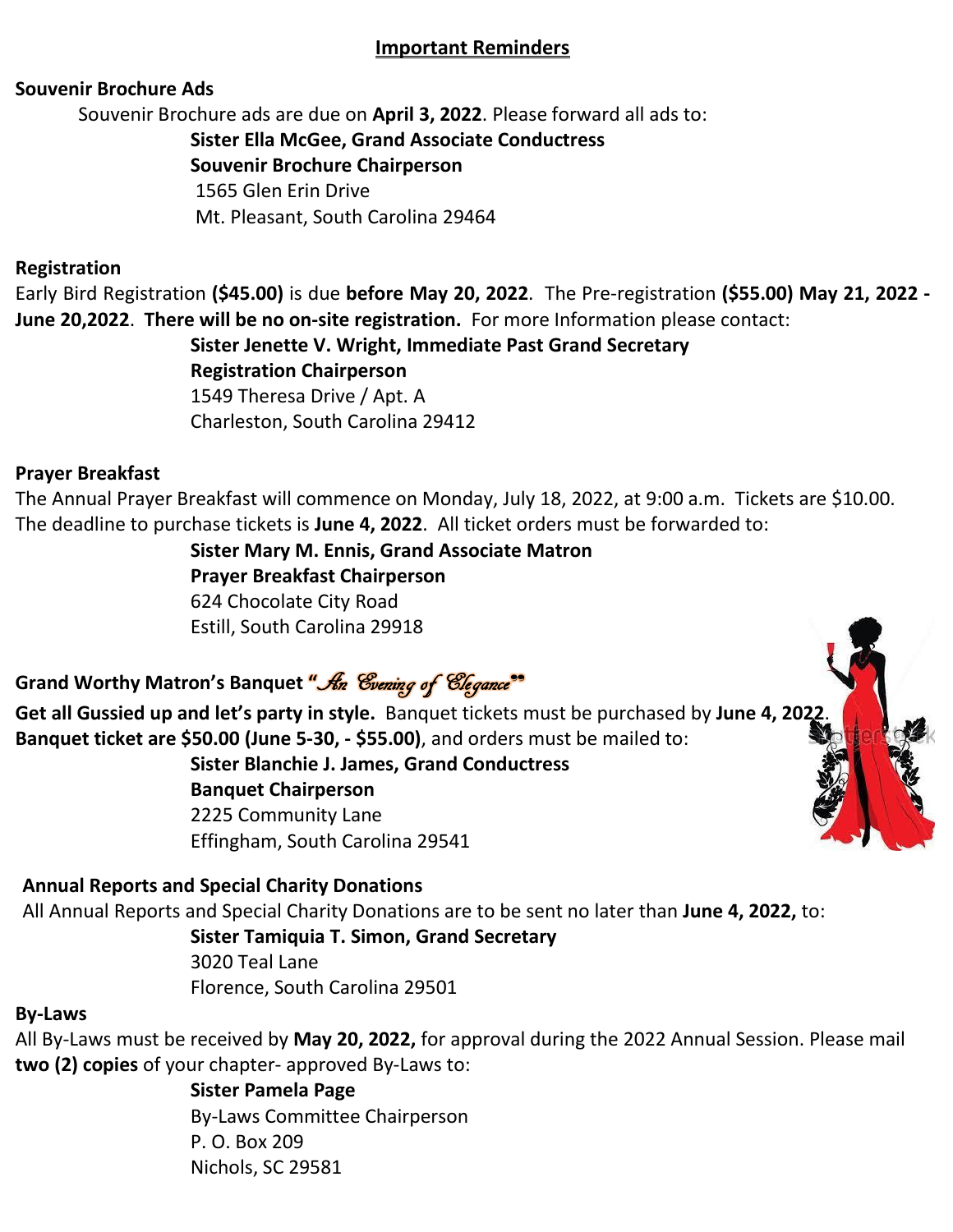## Important Reminders

**Souvenir Brochure Ads**

Souvenir Brochure ads are due on **April 3, 2022**. Please forward all ads to:

**Sister Ella McGee, Grand Associate Conductress**
**Souvenir Brochure Chairperson**
1565 Glen Erin Drive
Mt. Pleasant, South Carolina 29464

**Registration**

Early Bird Registration **($45.00)** is due **before May 20, 2022**. The Pre-registration **($55.00) May 21, 2022 - June 20,2022**. **There will be no on-site registration.** For more Information please contact:

**Sister Jenette V. Wright, Immediate Past Grand Secretary**
**Registration Chairperson**
1549 Theresa Drive / Apt. A
Charleston, South Carolina 29412

**Prayer Breakfast**

The Annual Prayer Breakfast will commence on Monday, July 18, 2022, at 9:00 a.m. Tickets are $10.00. The deadline to purchase tickets is **June 4, 2022**. All ticket orders must be forwarded to:

**Sister Mary M. Ennis, Grand Associate Matron**
**Prayer Breakfast Chairperson**
624 Chocolate City Road
Estill, South Carolina 29918

**Grand Worthy Matron's Banquet** *"An Evening of Elegance"*

**Get all Gussied up and let's party in style.** Banquet tickets must be purchased by **June 4, 2022**. **Banquet ticket are $50.00 (June 5-30, - $55.00)**, and orders must be mailed to:

**Sister Blanchie J. James, Grand Conductress**
**Banquet Chairperson**
2225 Community Lane
Effingham, South Carolina 29541

**Annual Reports and Special Charity Donations**

All Annual Reports and Special Charity Donations are to be sent no later than **June 4, 2022,** to:

**Sister Tamiquia T. Simon, Grand Secretary**
3020 Teal Lane
Florence, South Carolina 29501

**By-Laws**

All By-Laws must be received by **May 20, 2022,** for approval during the 2022 Annual Session. Please mail **two (2) copies** of your chapter- approved By-Laws to:

**Sister Pamela Page**
By-Laws Committee Chairperson
P. O. Box 209
Nichols, SC 29581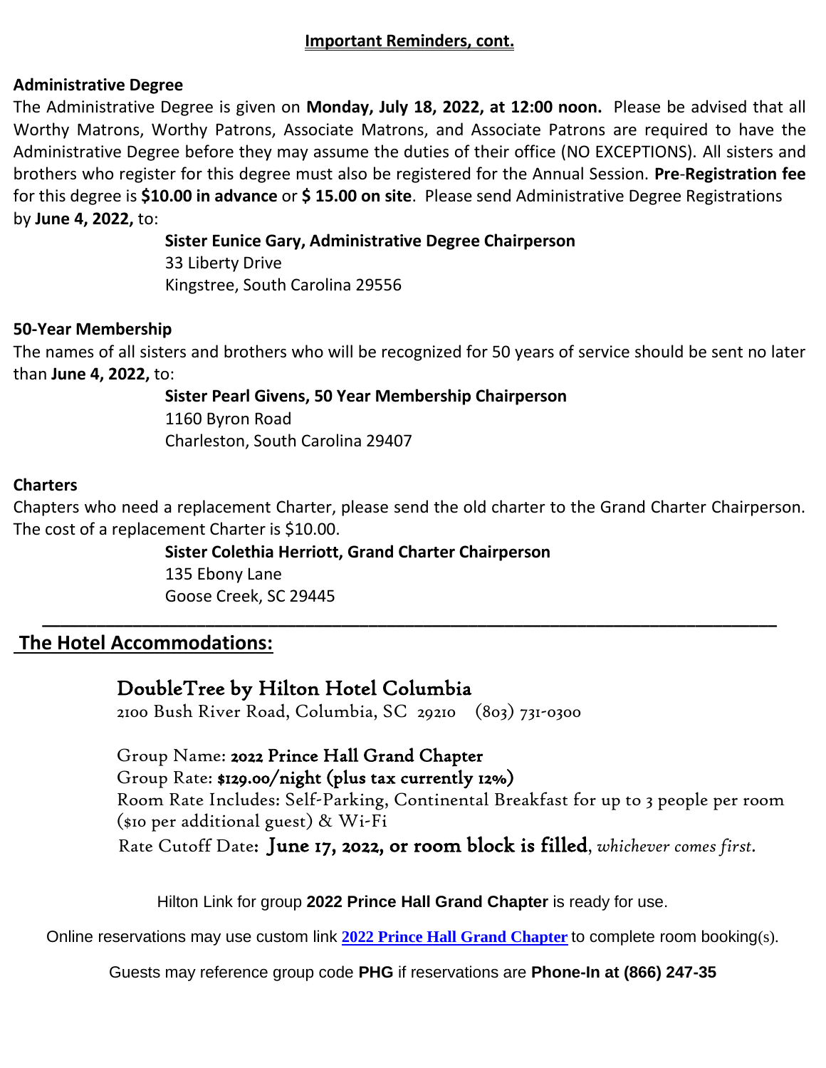## Important Reminders, cont.

**Administrative Degree**

The Administrative Degree is given on **Monday, July 18, 2022, at 12:00 noon.** Please be advised that all Worthy Matrons, Worthy Patrons, Associate Matrons, and Associate Patrons are required to have the Administrative Degree before they may assume the duties of their office (NO EXCEPTIONS). All sisters and brothers who register for this degree must also be registered for the Annual Session. **Pre-Registration fee** for this degree is **$10.00 in advance** or **$ 15.00 on site**. Please send Administrative Degree Registrations by **June 4, 2022,** to:

**Sister Eunice Gary, Administrative Degree Chairperson**
33 Liberty Drive
Kingstree, South Carolina 29556

**50-Year Membership**

The names of all sisters and brothers who will be recognized for 50 years of service should be sent no later than **June 4, 2022,** to:

**Sister Pearl Givens, 50 Year Membership Chairperson**
1160 Byron Road
Charleston, South Carolina 29407

**Charters**

Chapters who need a replacement Charter, please send the old charter to the Grand Charter Chairperson. The cost of a replacement Charter is $10.00.

**Sister Colethia Herriott, Grand Charter Chairperson**
135 Ebony Lane
Goose Creek, SC 29445

---

## The Hotel Accommodations:

### DoubleTree by Hilton Hotel Columbia

2100 Bush River Road, Columbia, SC 29210 (803) 731-0300

Group Name: **2022 Prince Hall Grand Chapter**
Group Rate: **$129.00/night (plus tax currently 12%)**
Room Rate Includes: Self-Parking, Continental Breakfast for up to 3 people per room ($10 per additional guest) & Wi-Fi
Rate Cutoff Date: **June 17, 2022, or room block is filled**, *whichever comes first.*

Hilton Link for group **2022 Prince Hall Grand Chapter** is ready for use.

Online reservations may use custom link **2022 Prince Hall Grand Chapter** to complete room booking(s).

Guests may reference group code **PHG** if reservations are **Phone-In at (866) 247-35**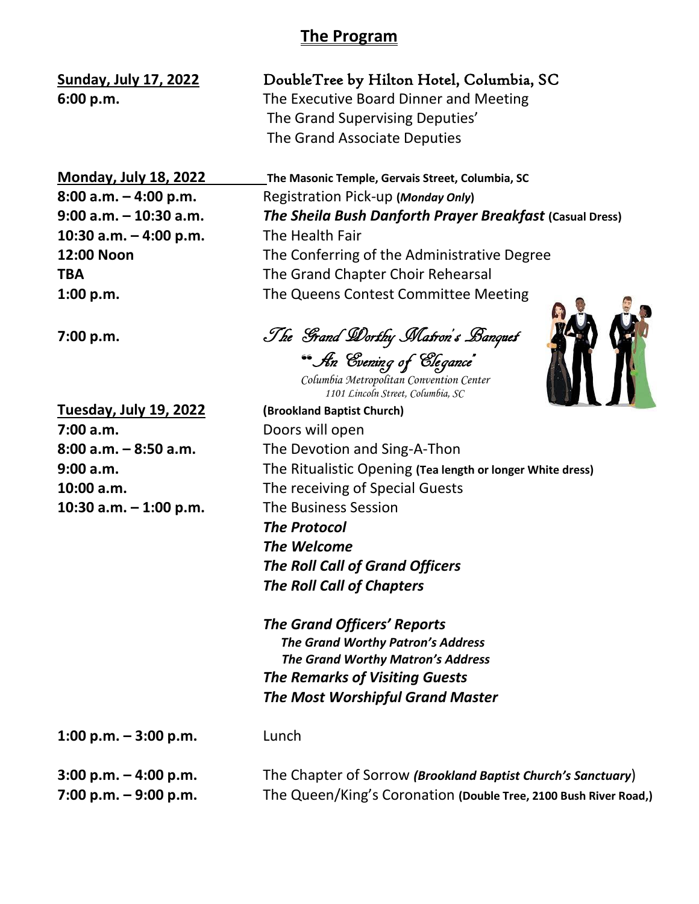# The Program

**Sunday, July 17, 2022** — DoubleTree by Hilton Hotel, Columbia, SC

| | |
|---|---|
| **6:00 p.m.** | The Executive Board Dinner and Meeting<br>The Grand Supervising Deputies'<br>The Grand Associate Deputies |

**Monday, July 18, 2022** — **The Masonic Temple, Gervais Street, Columbia, SC**

| | |
|---|---|
| **8:00 a.m. – 4:00 p.m.** | Registration Pick-up **(*Monday Only*)** |
| **9:00 a.m. – 10:30 a.m.** | ***The Sheila Bush Danforth Prayer Breakfast*** **(Casual Dress)** |
| **10:30 a.m. – 4:00 p.m.** | The Health Fair |
| **12:00 Noon** | The Conferring of the Administrative Degree |
| **TBA** | The Grand Chapter Choir Rehearsal |
| **1:00 p.m.** | The Queens Contest Committee Meeting |
| **7:00 p.m.** | *The Grand Worthy Matron's Banquet*<br>*"An Evening of Elegance"*<br>*Columbia Metropolitan Convention Center*<br>*1101 Lincoln Street, Columbia, SC* |

**Tuesday, July 19, 2022** — **(Brookland Baptist Church)**

| | |
|---|---|
| **7:00 a.m.** | Doors will open |
| **8:00 a.m. – 8:50 a.m.** | The Devotion and Sing-A-Thon |
| **9:00 a.m.** | The Ritualistic Opening **(Tea length or longer White dress)** |
| **10:00 a.m.** | The receiving of Special Guests |
| **10:30 a.m. – 1:00 p.m.** | The Business Session<br>***The Protocol***<br>***The Welcome***<br>***The Roll Call of Grand Officers***<br>***The Roll Call of Chapters***<br><br>***The Grand Officers' Reports***<br>***The Grand Worthy Patron's Address***<br>***The Grand Worthy Matron's Address***<br>***The Remarks of Visiting Guests***<br>***The Most Worshipful Grand Master*** |
| **1:00 p.m. – 3:00 p.m.** | Lunch |
| **3:00 p.m. – 4:00 p.m.** | The Chapter of Sorrow ***(Brookland Baptist Church's Sanctuary)*** |
| **7:00 p.m. – 9:00 p.m.** | The Queen/King's Coronation **(Double Tree, 2100 Bush River Road,)** |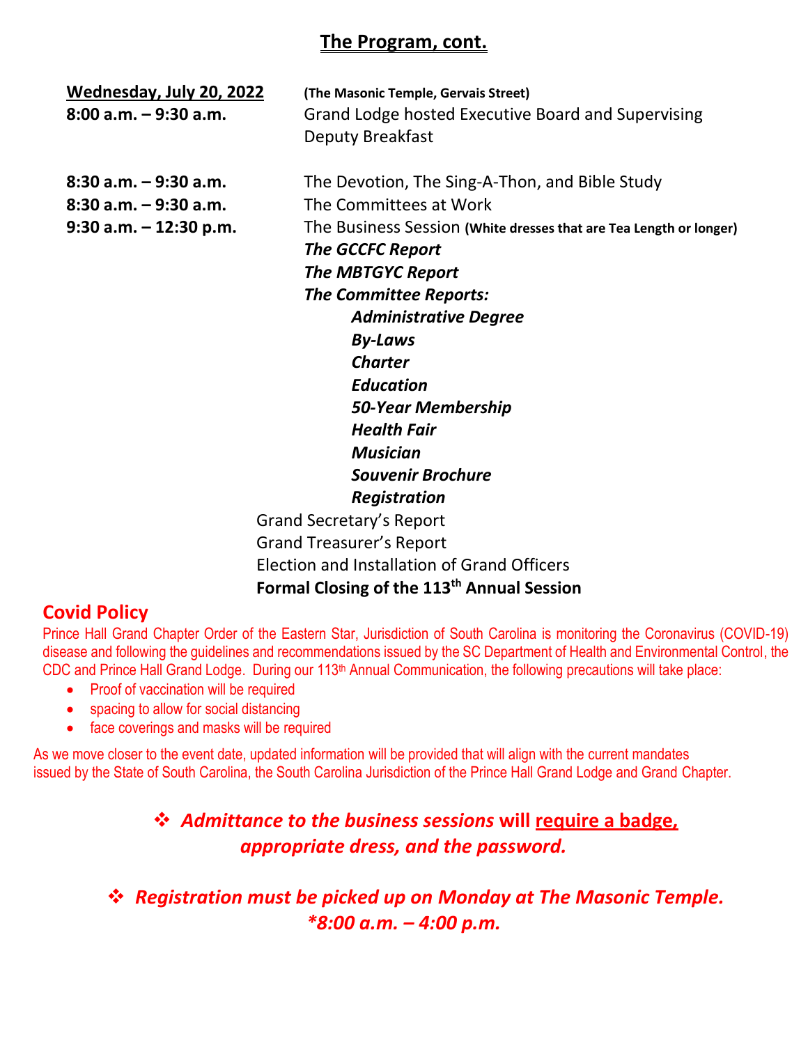## The Program, cont.

**Wednesday, July 20, 2022** **(The Masonic Temple, Gervais Street)**

**8:00 a.m. – 9:30 a.m.** Grand Lodge hosted Executive Board and Supervising Deputy Breakfast

**8:30 a.m. – 9:30 a.m.** The Devotion, The Sing-A-Thon, and Bible Study

**8:30 a.m. – 9:30 a.m.** The Committees at Work

**9:30 a.m. – 12:30 p.m.** The Business Session **(White dresses that are Tea Length or longer)**

***The GCCFC Report***

***The MBTGYC Report***

***The Committee Reports:***

- ***Administrative Degree***
- ***By-Laws***
- ***Charter***
- ***Education***
- ***50-Year Membership***
- ***Health Fair***
- ***Musician***
- ***Souvenir Brochure***
- ***Registration***

Grand Secretary's Report

Grand Treasurer's Report

Election and Installation of Grand Officers

**Formal Closing of the 113th Annual Session**

## Covid Policy

Prince Hall Grand Chapter Order of the Eastern Star, Jurisdiction of South Carolina is monitoring the Coronavirus (COVID-19) disease and following the guidelines and recommendations issued by the SC Department of Health and Environmental Control, the CDC and Prince Hall Grand Lodge. During our 113th Annual Communication, the following precautions will take place:

- Proof of vaccination will be required
- spacing to allow for social distancing
- face coverings and masks will be required

As we move closer to the event date, updated information will be provided that will align with the current mandates issued by the State of South Carolina, the South Carolina Jurisdiction of the Prince Hall Grand Lodge and Grand Chapter.

❖ ***Admittance to the business sessions* will <u>require a badge,</u> *appropriate dress, and the password.***

❖ ***Registration must be picked up on Monday at The Masonic Temple. \*8:00 a.m. – 4:00 p.m.***